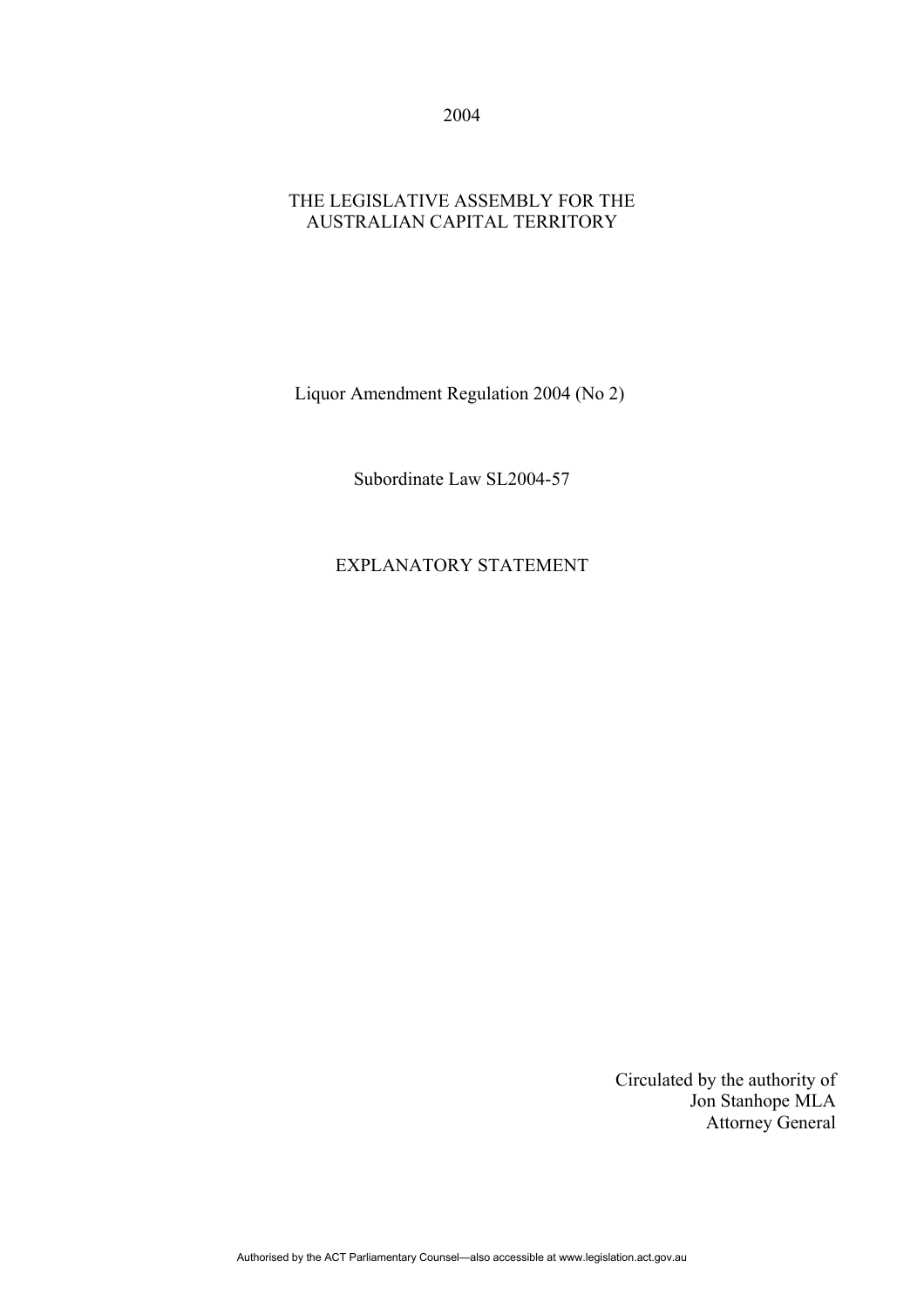2004

THE LEGISLATIVE ASSEMBLY FOR THE AUSTRALIAN CAPITAL TERRITORY

# Liquor Amendment Regulation 2004 (No 2)

Subordinate Law SL2004-57

## EXPLANATORY STATEMENT

Circulated by the authority of
Jon Stanhope MLA
Attorney General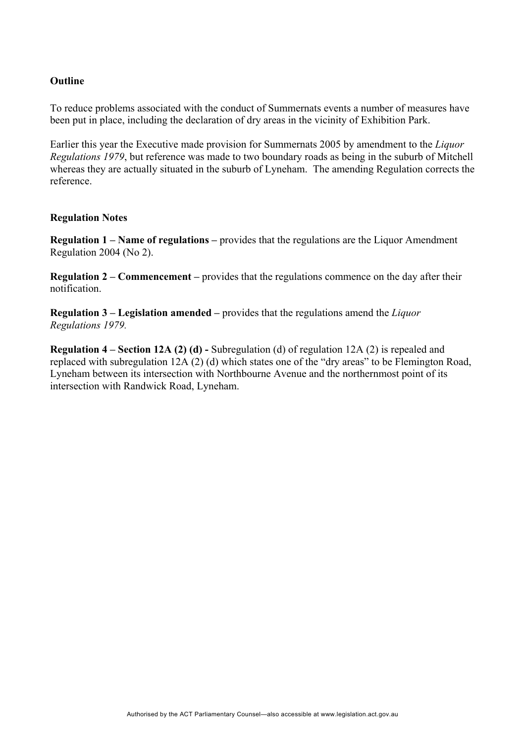**Outline**

To reduce problems associated with the conduct of Summernats events a number of measures have been put in place, including the declaration of dry areas in the vicinity of Exhibition Park.

Earlier this year the Executive made provision for Summernats 2005 by amendment to the *Liquor Regulations 1979*, but reference was made to two boundary roads as being in the suburb of Mitchell whereas they are actually situated in the suburb of Lyneham. The amending Regulation corrects the reference.

**Regulation Notes**

**Regulation 1 – Name of regulations –** provides that the regulations are the Liquor Amendment Regulation 2004 (No 2).

**Regulation 2 – Commencement –** provides that the regulations commence on the day after their notification.

**Regulation 3 – Legislation amended –** provides that the regulations amend the *Liquor Regulations 1979.*

**Regulation 4 – Section 12A (2) (d) -** Subregulation (d) of regulation 12A (2) is repealed and replaced with subregulation 12A (2) (d) which states one of the "dry areas" to be Flemington Road, Lyneham between its intersection with Northbourne Avenue and the northernmost point of its intersection with Randwick Road, Lyneham.